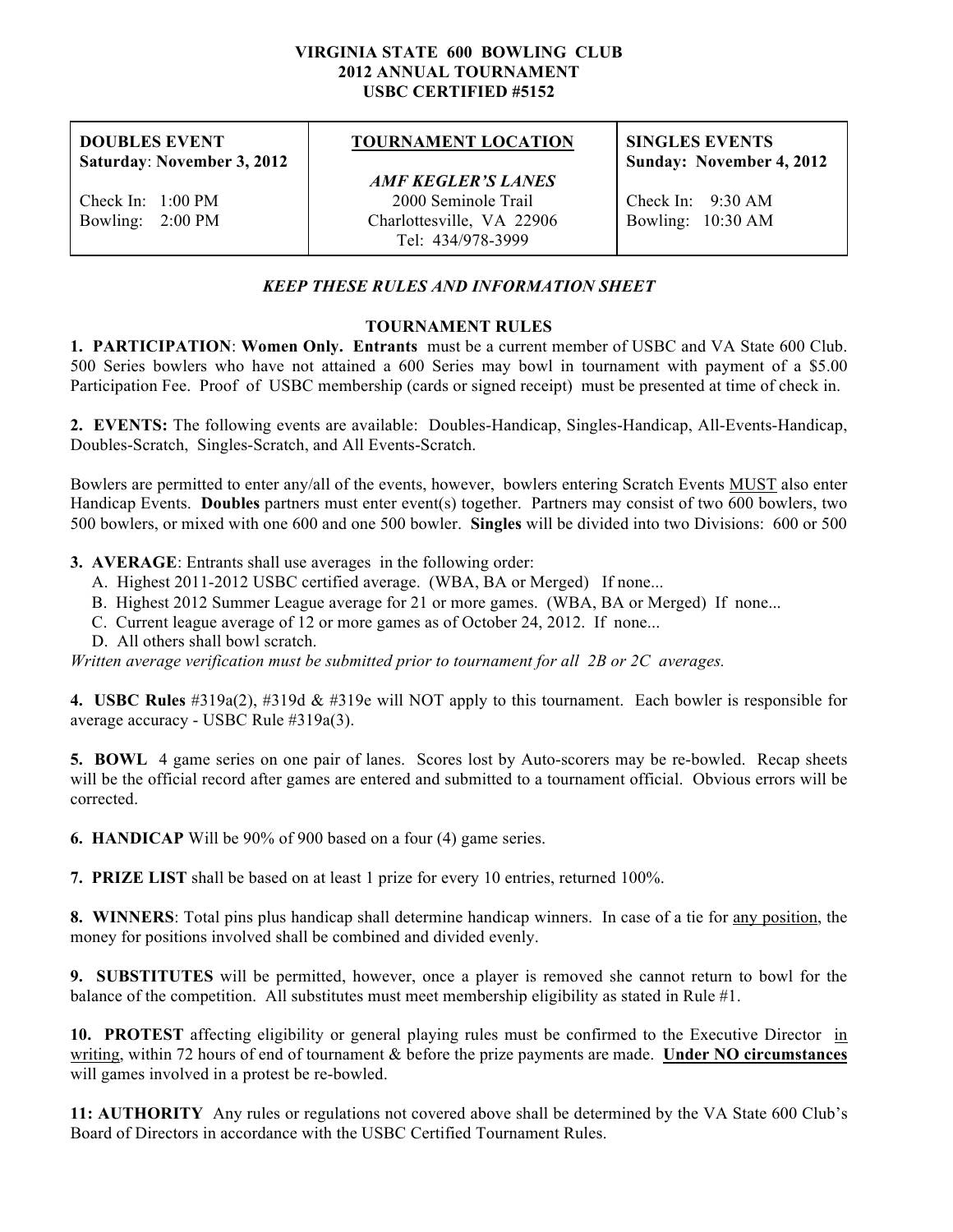# VIRGINIA STATE 600 BOWLING CLUB
## 2012 ANNUAL TOURNAMENT
## USBC CERTIFIED #5152

| DOUBLES EVENT<br>Saturday: November 3, 2012 | TOURNAMENT LOCATION | SINGLES EVENTS<br>Sunday: November 4, 2012 |
| --- | --- | --- |
| Check In: 1:00 PM<br>Bowling: 2:00 PM | *AMF KEGLER'S LANES*<br>2000 Seminole Trail<br>Charlottesville, VA 22906<br>Tel: 434/978-3999 | Check In: 9:30 AM<br>Bowling: 10:30 AM |

***KEEP THESE RULES AND INFORMATION SHEET***

### TOURNAMENT RULES

**1. PARTICIPATION**: **Women Only. Entrants** must be a current member of USBC and VA State 600 Club. 500 Series bowlers who have not attained a 600 Series may bowl in tournament with payment of a $5.00 Participation Fee. Proof of USBC membership (cards or signed receipt) must be presented at time of check in.

**2. EVENTS:** The following events are available: Doubles-Handicap, Singles-Handicap, All-Events-Handicap, Doubles-Scratch, Singles-Scratch, and All Events-Scratch.

Bowlers are permitted to enter any/all of the events, however, bowlers entering Scratch Events MUST also enter Handicap Events. **Doubles** partners must enter event(s) together. Partners may consist of two 600 bowlers, two 500 bowlers, or mixed with one 600 and one 500 bowler. **Singles** will be divided into two Divisions: 600 or 500

**3. AVERAGE**: Entrants shall use averages in the following order:

A. Highest 2011-2012 USBC certified average. (WBA, BA or Merged) If none...
B. Highest 2012 Summer League average for 21 or more games. (WBA, BA or Merged) If none...
C. Current league average of 12 or more games as of October 24, 2012. If none...
D. All others shall bowl scratch.

*Written average verification must be submitted prior to tournament for all 2B or 2C averages.*

**4. USBC Rules** #319a(2), #319d & #319e will NOT apply to this tournament. Each bowler is responsible for average accuracy - USBC Rule #319a(3).

**5. BOWL** 4 game series on one pair of lanes. Scores lost by Auto-scorers may be re-bowled. Recap sheets will be the official record after games are entered and submitted to a tournament official. Obvious errors will be corrected.

**6. HANDICAP** Will be 90% of 900 based on a four (4) game series.

**7. PRIZE LIST** shall be based on at least 1 prize for every 10 entries, returned 100%.

**8. WINNERS**: Total pins plus handicap shall determine handicap winners. In case of a tie for any position, the money for positions involved shall be combined and divided evenly.

**9. SUBSTITUTES** will be permitted, however, once a player is removed she cannot return to bowl for the balance of the competition. All substitutes must meet membership eligibility as stated in Rule #1.

**10. PROTEST** affecting eligibility or general playing rules must be confirmed to the Executive Director in writing, within 72 hours of end of tournament & before the prize payments are made. **Under NO circumstances** will games involved in a protest be re-bowled.

**11: AUTHORITY** Any rules or regulations not covered above shall be determined by the VA State 600 Club's Board of Directors in accordance with the USBC Certified Tournament Rules.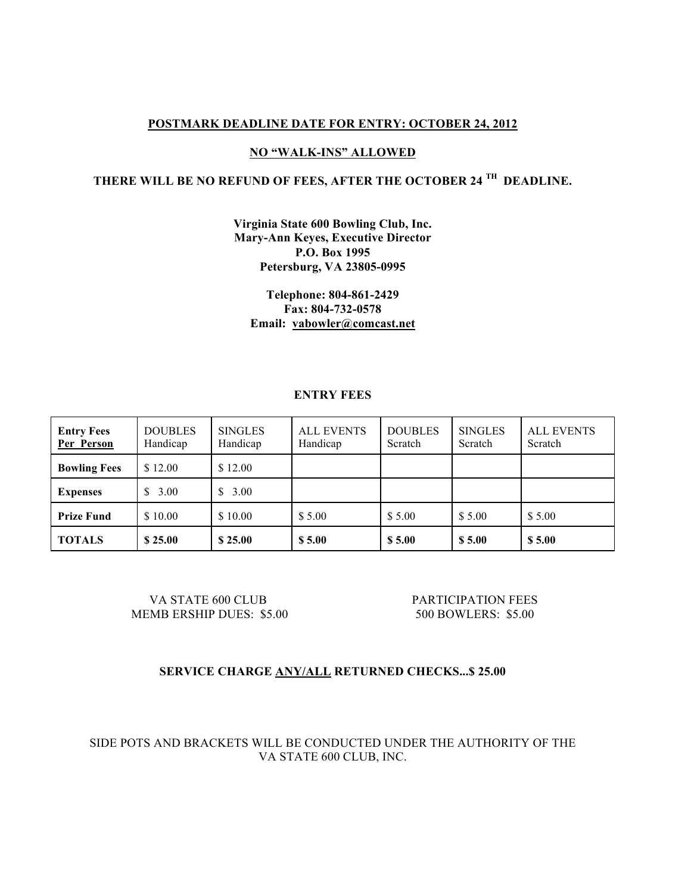**<u>POSTMARK DEADLINE DATE FOR ENTRY: OCTOBER 24, 2012</u>**

**<u>NO "WALK-INS" ALLOWED</u>**

**THERE WILL BE NO REFUND OF FEES, AFTER THE OCTOBER 24 TH DEADLINE.**

**Virginia State 600 Bowling Club, Inc.**
**Mary-Ann Keyes, Executive Director**
**P.O. Box 1995**
**Petersburg, VA 23805-0995**

**Telephone: 804-861-2429**
**Fax: 804-732-0578**
**Email: vabowler@comcast.net**

**ENTRY FEES**

| **Entry Fees Per Person** | DOUBLES Handicap | SINGLES Handicap | ALL EVENTS Handicap | DOUBLES Scratch | SINGLES Scratch | ALL EVENTS Scratch |
|---|---|---|---|---|---|---|
| **Bowling Fees** | $ 12.00 | $ 12.00 | | | | |
| **Expenses** | $ 3.00 | $ 3.00 | | | | |
| **Prize Fund** | $ 10.00 | $ 10.00 | $ 5.00 | $ 5.00 | $ 5.00 | $ 5.00 |
| **TOTALS** | **$ 25.00** | **$ 25.00** | **$ 5.00** | **$ 5.00** | **$ 5.00** | **$ 5.00** |

VA STATE 600 CLUB
MEMB ERSHIP DUES: $5.00

PARTICIPATION FEES
500 BOWLERS: $5.00

**SERVICE CHARGE <u>ANY/ALL</u> RETURNED CHECKS...$ 25.00**

SIDE POTS AND BRACKETS WILL BE CONDUCTED UNDER THE AUTHORITY OF THE VA STATE 600 CLUB, INC.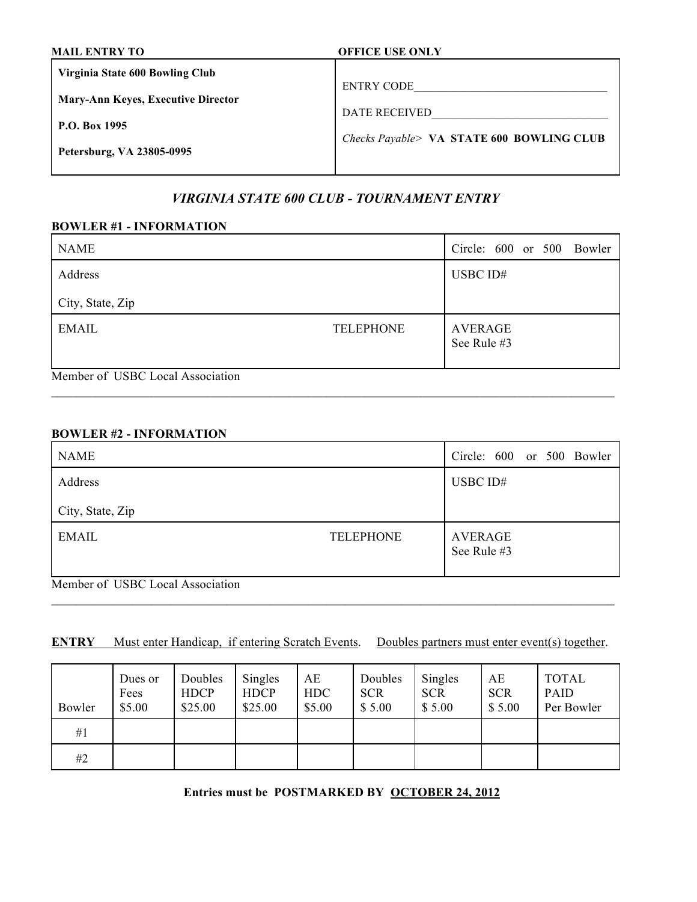**MAIL ENTRY TO**

| |
|---|
| **Virginia State 600 Bowling Club** |
| **Mary-Ann Keyes, Executive Director** |
| **P.O. Box 1995** |
| **Petersburg, VA 23805-0995** |

**OFFICE USE ONLY**

| |
|---|
| ENTRY CODE________________________________ |
| DATE RECEIVED____________________________ |
| *Checks Payable>* **VA STATE 600 BOWLING CLUB** |

## *VIRGINIA STATE 600 CLUB - TOURNAMENT ENTRY*

**BOWLER #1 - INFORMATION**

| | | |
|---|---|---|
| NAME | | Circle: 600 or 500 Bowler |
| Address<br>City, State, Zip | | USBC ID# |
| EMAIL | TELEPHONE | AVERAGE<br>See Rule #3 |

Member of USBC Local Association

---

**BOWLER #2 - INFORMATION**

| | | |
|---|---|---|
| NAME | | Circle: 600 or 500 Bowler |
| Address<br>City, State, Zip | | USBC ID# |
| EMAIL | TELEPHONE | AVERAGE<br>See Rule #3 |

Member of USBC Local Association

---

**ENTRY** Must enter Handicap, if entering Scratch Events. Doubles partners must enter event(s) together.

| Bowler | Dues or Fees $5.00 | Doubles HDCP $25.00 | Singles HDCP $25.00 | AE HDC $5.00 | Doubles SCR $ 5.00 | Singles SCR $ 5.00 | AE SCR $ 5.00 | TOTAL PAID Per Bowler |
|---|---|---|---|---|---|---|---|---|
| #1 | | | | | | | | |
| #2 | | | | | | | | |

**Entries must be POSTMARKED BY OCTOBER 24, 2012**